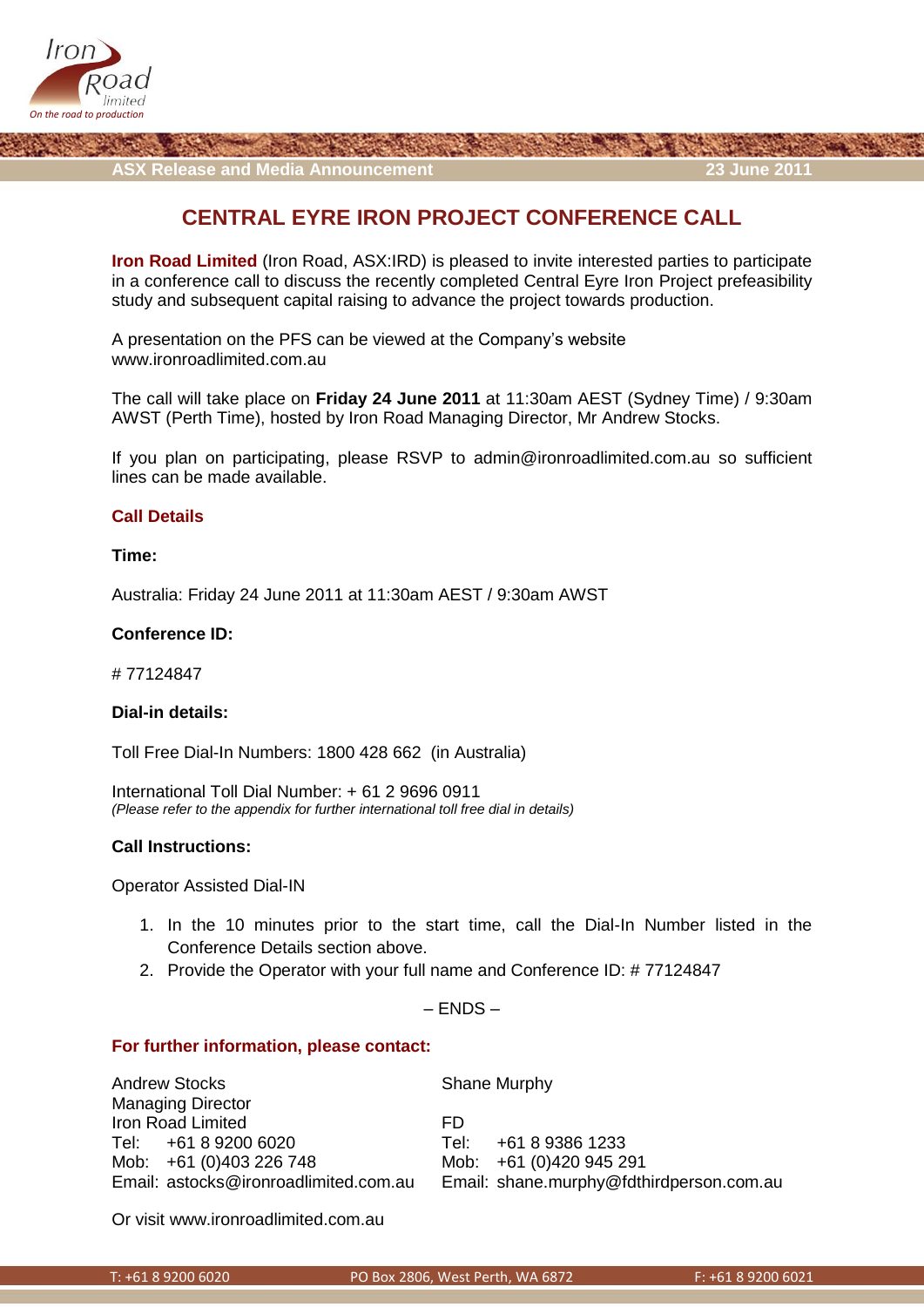ASX Release and Media Announcement 23 June 2011

# CENTRAL EYRE IRON PROJECT CONFERENCE CALL

**Iron Road Limited** (Iron Road, ASX:IRD) is pleased to invite interested parties to participate in a conference call to discuss the recently completed Central Eyre Iron Project prefeasibility study and subsequent capital raising to advance the project towards production.

A presentation on the PFS can be viewed at the Company's website www.ironroadlimited.com.au

The call will take place on **Friday 24 June 2011** at 11:30am AEST (Sydney Time) / 9:30am AWST (Perth Time), hosted by Iron Road Managing Director, Mr Andrew Stocks.

If you plan on participating, please RSVP to admin@ironroadlimited.com.au so sufficient lines can be made available.

## Call Details

**Time:**

Australia: Friday 24 June 2011 at 11:30am AEST / 9:30am AWST

**Conference ID:**

# 77124847

**Dial-in details:**

Toll Free Dial-In Numbers: 1800 428 662 (in Australia)

International Toll Dial Number: + 61 2 9696 0911
*(Please refer to the appendix for further international toll free dial in details)*

**Call Instructions:**

Operator Assisted Dial-IN

1. In the 10 minutes prior to the start time, call the Dial-In Number listed in the Conference Details section above.
2. Provide the Operator with your full name and Conference ID: # 77124847

– ENDS –

## For further information, please contact:

Andrew Stocks
Managing Director
Iron Road Limited
Tel: +61 8 9200 6020
Mob: +61 (0)403 226 748
Email: astocks@ironroadlimited.com.au

Shane Murphy

FD
Tel: +61 8 9386 1233
Mob: +61 (0)420 945 291
Email: shane.murphy@fdthirdperson.com.au

Or visit www.ironroadlimited.com.au

T: +61 8 9200 6020 PO Box 2806, West Perth, WA 6872 F: +61 8 9200 6021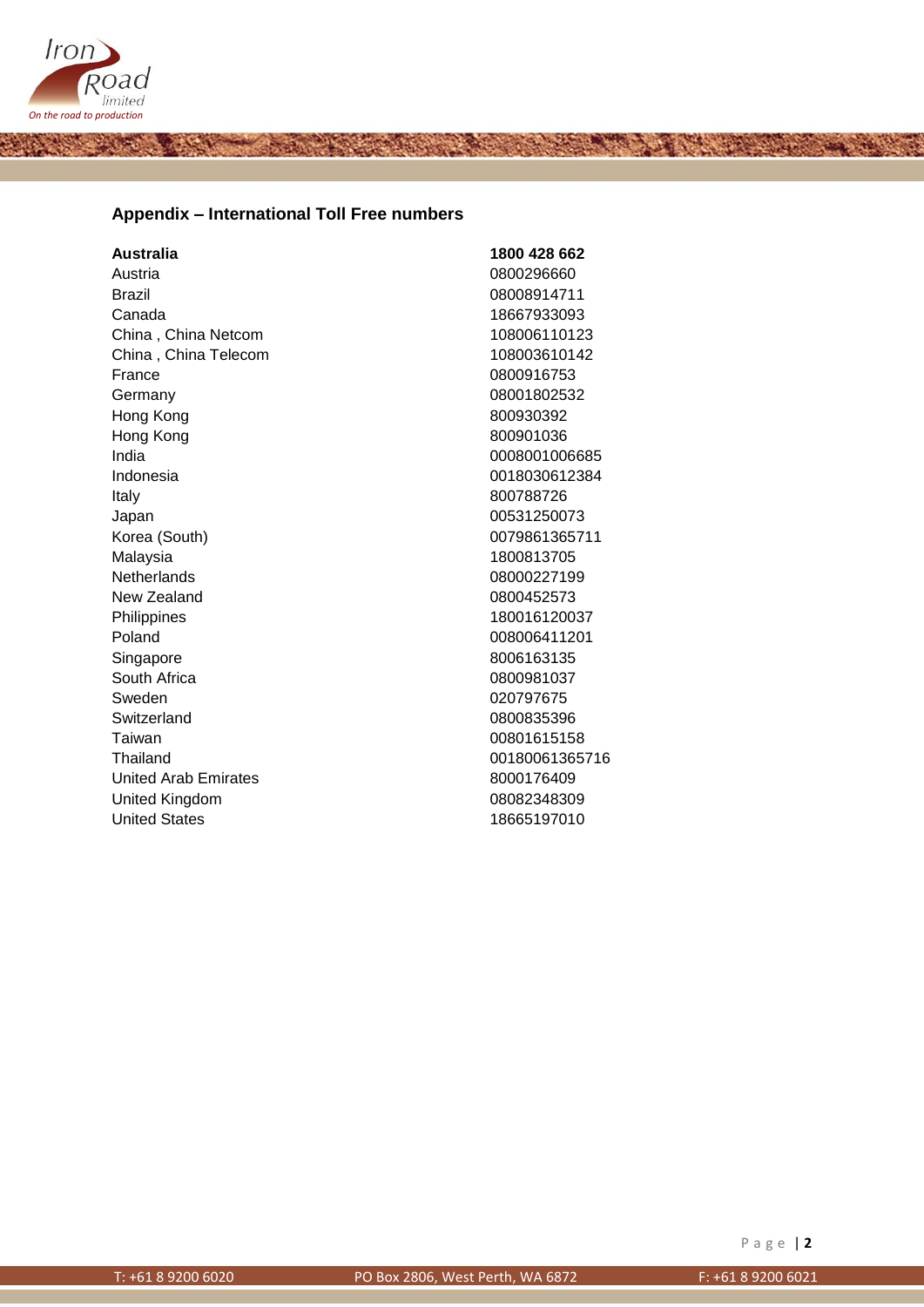## Appendix – International Toll Free numbers

| | |
|---|---|
| **Australia** | **1800 428 662** |
| Austria | 0800296660 |
| Brazil | 08008914711 |
| Canada | 18667933093 |
| China , China Netcom | 108006110123 |
| China , China Telecom | 108003610142 |
| France | 0800916753 |
| Germany | 08001802532 |
| Hong Kong | 800930392 |
| Hong Kong | 800901036 |
| India | 0008001006685 |
| Indonesia | 0018030612384 |
| Italy | 800788726 |
| Japan | 00531250073 |
| Korea (South) | 0079861365711 |
| Malaysia | 1800813705 |
| Netherlands | 08000227199 |
| New Zealand | 0800452573 |
| Philippines | 180016120037 |
| Poland | 008006411201 |
| Singapore | 8006163135 |
| South Africa | 0800981037 |
| Sweden | 020797675 |
| Switzerland | 0800835396 |
| Taiwan | 00801615158 |
| Thailand | 00180061365716 |
| United Arab Emirates | 8000176409 |
| United Kingdom | 08082348309 |
| United States | 18665197010 |